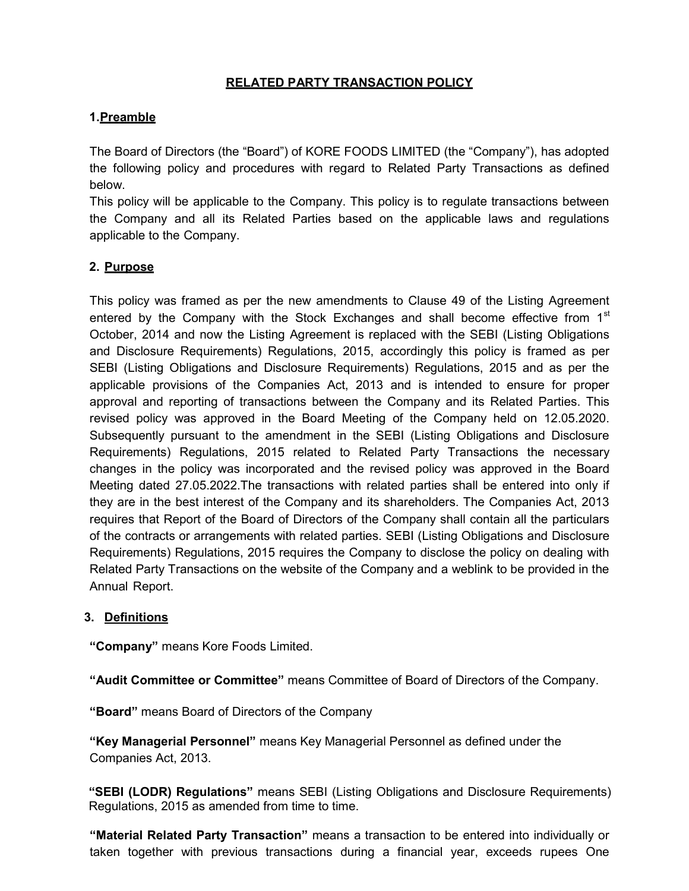# RELATED PARTY TRANSACTION POLICY

## 1. Preamble

The Board of Directors (the "Board") of KORE FOODS LIMITED (the "Company"), has adopted the following policy and procedures with regard to Related Party Transactions as defined below.

This policy will be applicable to the Company. This policy is to regulate transactions between the Company and all its Related Parties based on the applicable laws and regulations applicable to the Company.

## 2. Purpose

This policy was framed as per the new amendments to Clause 49 of the Listing Agreement entered by the Company with the Stock Exchanges and shall become effective from 1st October, 2014 and now the Listing Agreement is replaced with the SEBI (Listing Obligations and Disclosure Requirements) Regulations, 2015, accordingly this policy is framed as per SEBI (Listing Obligations and Disclosure Requirements) Regulations, 2015 and as per the applicable provisions of the Companies Act, 2013 and is intended to ensure for proper approval and reporting of transactions between the Company and its Related Parties. This revised policy was approved in the Board Meeting of the Company held on 12.05.2020. Subsequently pursuant to the amendment in the SEBI (Listing Obligations and Disclosure Requirements) Regulations, 2015 related to Related Party Transactions the necessary changes in the policy was incorporated and the revised policy was approved in the Board Meeting dated 27.05.2022.The transactions with related parties shall be entered into only if they are in the best interest of the Company and its shareholders. The Companies Act, 2013 requires that Report of the Board of Directors of the Company shall contain all the particulars of the contracts or arrangements with related parties. SEBI (Listing Obligations and Disclosure Requirements) Regulations, 2015 requires the Company to disclose the policy on dealing with Related Party Transactions on the website of the Company and a weblink to be provided in the Annual Report.

## 3. Definitions

**"Company"** means Kore Foods Limited.

**"Audit Committee or Committee"** means Committee of Board of Directors of the Company.

**"Board"** means Board of Directors of the Company

**"Key Managerial Personnel"** means Key Managerial Personnel as defined under the Companies Act, 2013.

**"SEBI (LODR) Regulations"** means SEBI (Listing Obligations and Disclosure Requirements) Regulations, 2015 as amended from time to time.

**"Material Related Party Transaction"** means a transaction to be entered into individually or taken together with previous transactions during a financial year, exceeds rupees One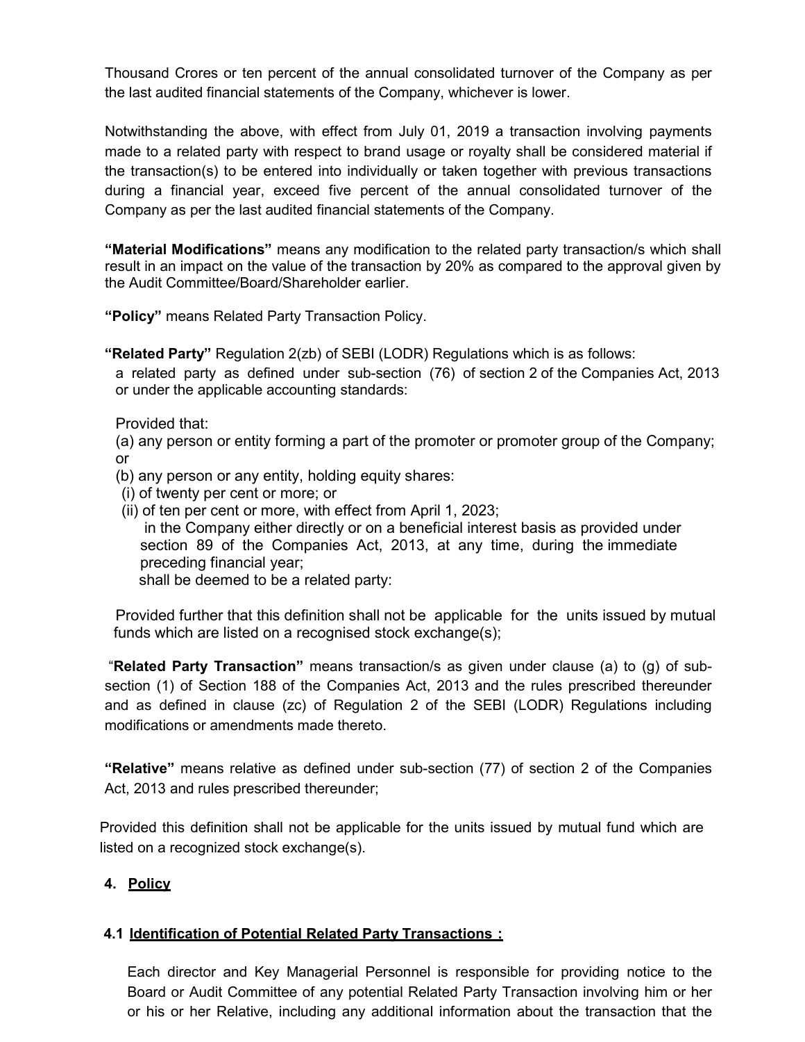Thousand Crores or ten percent of the annual consolidated turnover of the Company as per the last audited financial statements of the Company, whichever is lower.

Notwithstanding the above, with effect from July 01, 2019 a transaction involving payments made to a related party with respect to brand usage or royalty shall be considered material if the transaction(s) to be entered into individually or taken together with previous transactions during a financial year, exceed five percent of the annual consolidated turnover of the Company as per the last audited financial statements of the Company.

**"Material Modifications"** means any modification to the related party transaction/s which shall result in an impact on the value of the transaction by 20% as compared to the approval given by the Audit Committee/Board/Shareholder earlier.

**"Policy"** means Related Party Transaction Policy.

**"Related Party"** Regulation 2(zb) of SEBI (LODR) Regulations which is as follows:

a related party as defined under sub-section (76) of section 2 of the Companies Act, 2013 or under the applicable accounting standards:

Provided that:

(a) any person or entity forming a part of the promoter or promoter group of the Company; or

(b) any person or any entity, holding equity shares:

(i) of twenty per cent or more; or

(ii) of ten per cent or more, with effect from April 1, 2023;

in the Company either directly or on a beneficial interest basis as provided under section 89 of the Companies Act, 2013, at any time, during the immediate preceding financial year;

shall be deemed to be a related party:

Provided further that this definition shall not be applicable for the units issued by mutual funds which are listed on a recognised stock exchange(s);

"**Related Party Transaction"** means transaction/s as given under clause (a) to (g) of sub-section (1) of Section 188 of the Companies Act, 2013 and the rules prescribed thereunder and as defined in clause (zc) of Regulation 2 of the SEBI (LODR) Regulations including modifications or amendments made thereto.

**"Relative"** means relative as defined under sub-section (77) of section 2 of the Companies Act, 2013 and rules prescribed thereunder;

Provided this definition shall not be applicable for the units issued by mutual fund which are listed on a recognized stock exchange(s).

## 4. Policy

### 4.1 Identification of Potential Related Party Transactions :

Each director and Key Managerial Personnel is responsible for providing notice to the Board or Audit Committee of any potential Related Party Transaction involving him or her or his or her Relative, including any additional information about the transaction that the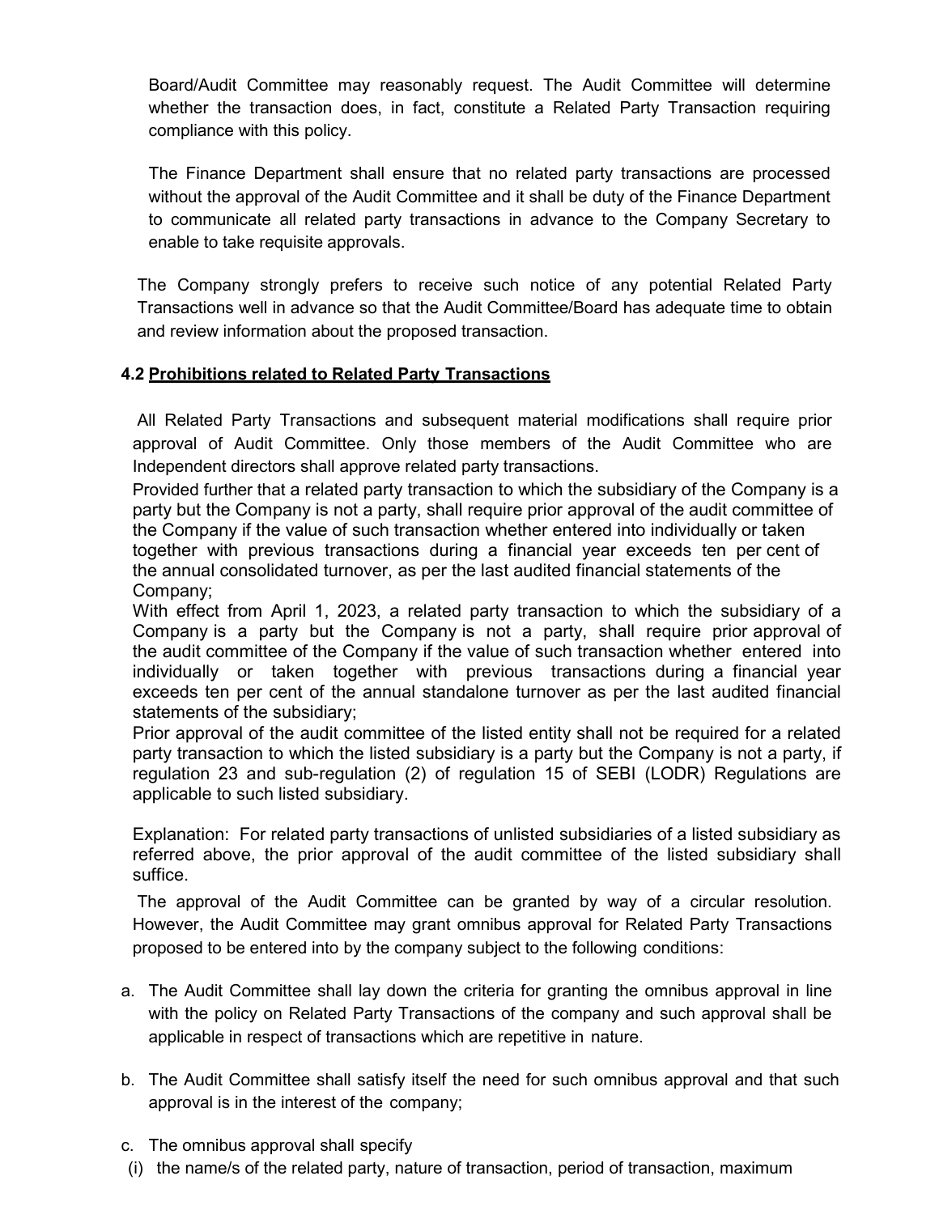Board/Audit Committee may reasonably request. The Audit Committee will determine whether the transaction does, in fact, constitute a Related Party Transaction requiring compliance with this policy.

The Finance Department shall ensure that no related party transactions are processed without the approval of the Audit Committee and it shall be duty of the Finance Department to communicate all related party transactions in advance to the Company Secretary to enable to take requisite approvals.

The Company strongly prefers to receive such notice of any potential Related Party Transactions well in advance so that the Audit Committee/Board has adequate time to obtain and review information about the proposed transaction.

**4.2 Prohibitions related to Related Party Transactions**

All Related Party Transactions and subsequent material modifications shall require prior approval of Audit Committee. Only those members of the Audit Committee who are Independent directors shall approve related party transactions.

Provided further that a related party transaction to which the subsidiary of the Company is a party but the Company is not a party, shall require prior approval of the audit committee of the Company if the value of such transaction whether entered into individually or taken together with previous transactions during a financial year exceeds ten per cent of the annual consolidated turnover, as per the last audited financial statements of the Company;

With effect from April 1, 2023, a related party transaction to which the subsidiary of a Company is a party but the Company is not a party, shall require prior approval of the audit committee of the Company if the value of such transaction whether entered into individually or taken together with previous transactions during a financial year exceeds ten per cent of the annual standalone turnover as per the last audited financial statements of the subsidiary;

Prior approval of the audit committee of the listed entity shall not be required for a related party transaction to which the listed subsidiary is a party but the Company is not a party, if regulation 23 and sub-regulation (2) of regulation 15 of SEBI (LODR) Regulations are applicable to such listed subsidiary.

Explanation: For related party transactions of unlisted subsidiaries of a listed subsidiary as referred above, the prior approval of the audit committee of the listed subsidiary shall suffice.

The approval of the Audit Committee can be granted by way of a circular resolution. However, the Audit Committee may grant omnibus approval for Related Party Transactions proposed to be entered into by the company subject to the following conditions:

a. The Audit Committee shall lay down the criteria for granting the omnibus approval in line with the policy on Related Party Transactions of the company and such approval shall be applicable in respect of transactions which are repetitive in nature.

b. The Audit Committee shall satisfy itself the need for such omnibus approval and that such approval is in the interest of the company;

c. The omnibus approval shall specify

(i) the name/s of the related party, nature of transaction, period of transaction, maximum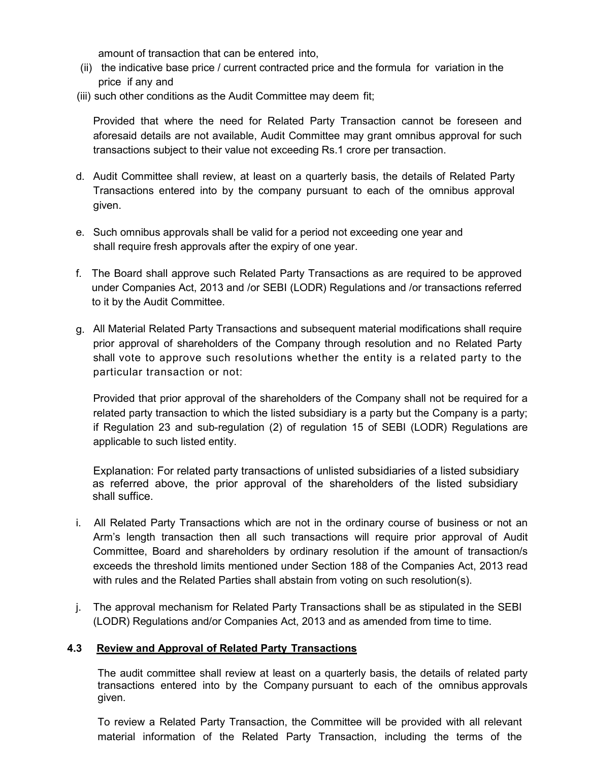amount of transaction that can be entered into,

(ii) the indicative base price / current contracted price and the formula for variation in the price if any and

(iii) such other conditions as the Audit Committee may deem fit;

Provided that where the need for Related Party Transaction cannot be foreseen and aforesaid details are not available, Audit Committee may grant omnibus approval for such transactions subject to their value not exceeding Rs.1 crore per transaction.

d. Audit Committee shall review, at least on a quarterly basis, the details of Related Party Transactions entered into by the company pursuant to each of the omnibus approval given.

e. Such omnibus approvals shall be valid for a period not exceeding one year and shall require fresh approvals after the expiry of one year.

f. The Board shall approve such Related Party Transactions as are required to be approved under Companies Act, 2013 and /or SEBI (LODR) Regulations and /or transactions referred to it by the Audit Committee.

g. All Material Related Party Transactions and subsequent material modifications shall require prior approval of shareholders of the Company through resolution and no Related Party shall vote to approve such resolutions whether the entity is a related party to the particular transaction or not:

Provided that prior approval of the shareholders of the Company shall not be required for a related party transaction to which the listed subsidiary is a party but the Company is a party; if Regulation 23 and sub-regulation (2) of regulation 15 of SEBI (LODR) Regulations are applicable to such listed entity.

Explanation: For related party transactions of unlisted subsidiaries of a listed subsidiary as referred above, the prior approval of the shareholders of the listed subsidiary shall suffice.

i. All Related Party Transactions which are not in the ordinary course of business or not an Arm's length transaction then all such transactions will require prior approval of Audit Committee, Board and shareholders by ordinary resolution if the amount of transaction/s exceeds the threshold limits mentioned under Section 188 of the Companies Act, 2013 read with rules and the Related Parties shall abstain from voting on such resolution(s).

j. The approval mechanism for Related Party Transactions shall be as stipulated in the SEBI (LODR) Regulations and/or Companies Act, 2013 and as amended from time to time.

### 4.3 Review and Approval of Related Party Transactions

The audit committee shall review at least on a quarterly basis, the details of related party transactions entered into by the Company pursuant to each of the omnibus approvals given.

To review a Related Party Transaction, the Committee will be provided with all relevant material information of the Related Party Transaction, including the terms of the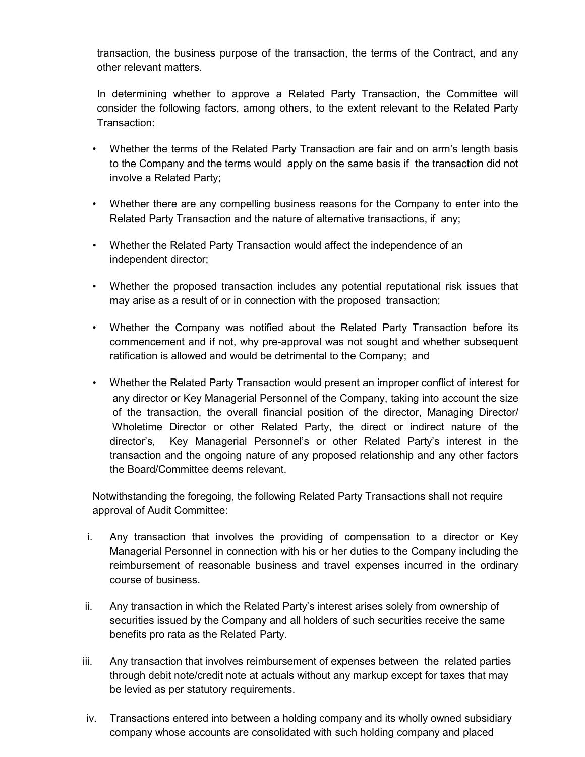transaction, the business purpose of the transaction, the terms of the Contract, and any other relevant matters.

In determining whether to approve a Related Party Transaction, the Committee will consider the following factors, among others, to the extent relevant to the Related Party Transaction:

- Whether the terms of the Related Party Transaction are fair and on arm's length basis to the Company and the terms would apply on the same basis if the transaction did not involve a Related Party;
- Whether there are any compelling business reasons for the Company to enter into the Related Party Transaction and the nature of alternative transactions, if any;
- Whether the Related Party Transaction would affect the independence of an independent director;
- Whether the proposed transaction includes any potential reputational risk issues that may arise as a result of or in connection with the proposed transaction;
- Whether the Company was notified about the Related Party Transaction before its commencement and if not, why pre-approval was not sought and whether subsequent ratification is allowed and would be detrimental to the Company; and
- Whether the Related Party Transaction would present an improper conflict of interest for any director or Key Managerial Personnel of the Company, taking into account the size of the transaction, the overall financial position of the director, Managing Director/ Wholetime Director or other Related Party, the direct or indirect nature of the director's, Key Managerial Personnel's or other Related Party's interest in the transaction and the ongoing nature of any proposed relationship and any other factors the Board/Committee deems relevant.

Notwithstanding the foregoing, the following Related Party Transactions shall not require approval of Audit Committee:

i. Any transaction that involves the providing of compensation to a director or Key Managerial Personnel in connection with his or her duties to the Company including the reimbursement of reasonable business and travel expenses incurred in the ordinary course of business.

ii. Any transaction in which the Related Party's interest arises solely from ownership of securities issued by the Company and all holders of such securities receive the same benefits pro rata as the Related Party.

iii. Any transaction that involves reimbursement of expenses between the related parties through debit note/credit note at actuals without any markup except for taxes that may be levied as per statutory requirements.

iv. Transactions entered into between a holding company and its wholly owned subsidiary company whose accounts are consolidated with such holding company and placed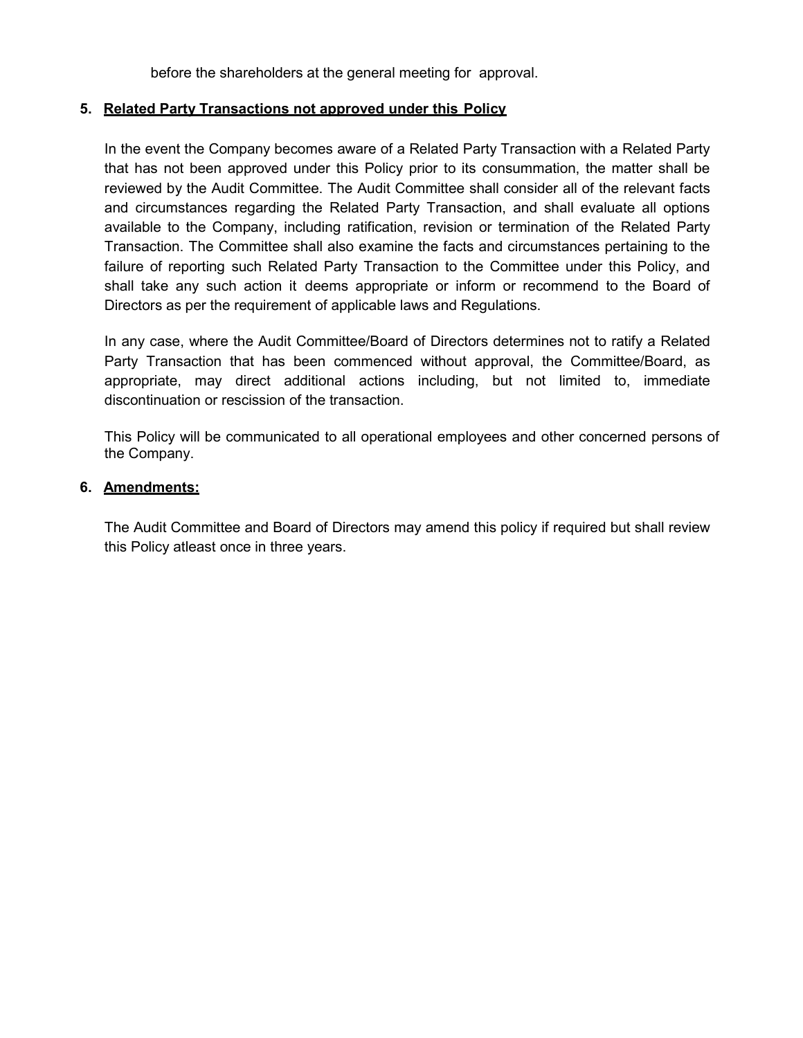before the shareholders at the general meeting for approval.

**5. Related Party Transactions not approved under this Policy**

In the event the Company becomes aware of a Related Party Transaction with a Related Party that has not been approved under this Policy prior to its consummation, the matter shall be reviewed by the Audit Committee. The Audit Committee shall consider all of the relevant facts and circumstances regarding the Related Party Transaction, and shall evaluate all options available to the Company, including ratification, revision or termination of the Related Party Transaction. The Committee shall also examine the facts and circumstances pertaining to the failure of reporting such Related Party Transaction to the Committee under this Policy, and shall take any such action it deems appropriate or inform or recommend to the Board of Directors as per the requirement of applicable laws and Regulations.

In any case, where the Audit Committee/Board of Directors determines not to ratify a Related Party Transaction that has been commenced without approval, the Committee/Board, as appropriate, may direct additional actions including, but not limited to, immediate discontinuation or rescission of the transaction.

This Policy will be communicated to all operational employees and other concerned persons of the Company.

**6. Amendments:**

The Audit Committee and Board of Directors may amend this policy if required but shall review this Policy atleast once in three years.